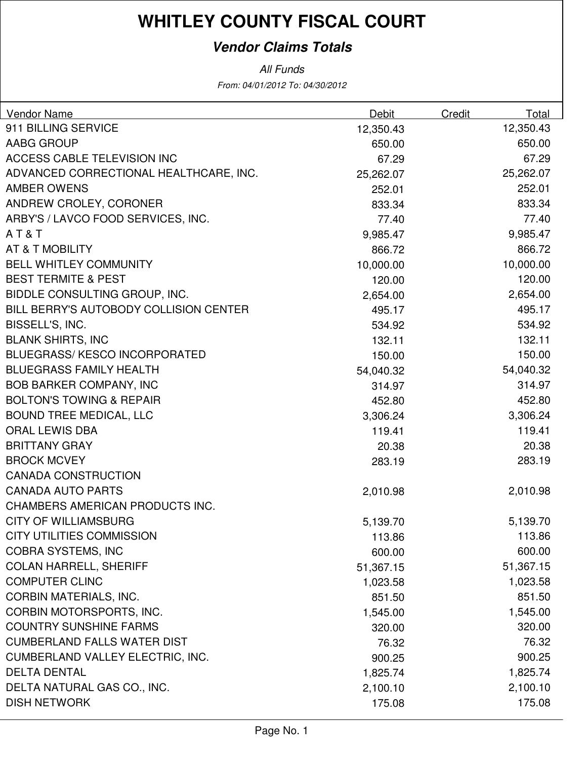# WHITLEY COUNTY FISCAL COURT

## *Vendor Claims Totals*

*All Funds*

*From: 04/01/2012 To: 04/30/2012*

| Vendor Name | Debit | Credit | Total |
|---|---|---|---|
| 911 BILLING SERVICE | 12,350.43 | | 12,350.43 |
| AABG GROUP | 650.00 | | 650.00 |
| ACCESS CABLE TELEVISION INC | 67.29 | | 67.29 |
| ADVANCED CORRECTIONAL HEALTHCARE, INC. | 25,262.07 | | 25,262.07 |
| AMBER OWENS | 252.01 | | 252.01 |
| ANDREW CROLEY, CORONER | 833.34 | | 833.34 |
| ARBY'S / LAVCO FOOD SERVICES, INC. | 77.40 | | 77.40 |
| A T & T | 9,985.47 | | 9,985.47 |
| AT & T MOBILITY | 866.72 | | 866.72 |
| BELL WHITLEY COMMUNITY | 10,000.00 | | 10,000.00 |
| BEST TERMITE & PEST | 120.00 | | 120.00 |
| BIDDLE CONSULTING GROUP, INC. | 2,654.00 | | 2,654.00 |
| BILL BERRY'S AUTOBODY COLLISION CENTER | 495.17 | | 495.17 |
| BISSELL'S, INC. | 534.92 | | 534.92 |
| BLANK SHIRTS, INC | 132.11 | | 132.11 |
| BLUEGRASS/ KESCO INCORPORATED | 150.00 | | 150.00 |
| BLUEGRASS FAMILY HEALTH | 54,040.32 | | 54,040.32 |
| BOB BARKER COMPANY, INC | 314.97 | | 314.97 |
| BOLTON'S TOWING & REPAIR | 452.80 | | 452.80 |
| BOUND TREE MEDICAL, LLC | 3,306.24 | | 3,306.24 |
| ORAL LEWIS DBA | 119.41 | | 119.41 |
| BRITTANY GRAY | 20.38 | | 20.38 |
| BROCK MCVEY | 283.19 | | 283.19 |
| CANADA CONSTRUCTION | | | |
| CANADA AUTO PARTS | 2,010.98 | | 2,010.98 |
| CHAMBERS AMERICAN PRODUCTS INC. | | | |
| CITY OF WILLIAMSBURG | 5,139.70 | | 5,139.70 |
| CITY UTILITIES COMMISSION | 113.86 | | 113.86 |
| COBRA SYSTEMS, INC | 600.00 | | 600.00 |
| COLAN HARRELL, SHERIFF | 51,367.15 | | 51,367.15 |
| COMPUTER CLINC | 1,023.58 | | 1,023.58 |
| CORBIN MATERIALS, INC. | 851.50 | | 851.50 |
| CORBIN MOTORSPORTS, INC. | 1,545.00 | | 1,545.00 |
| COUNTRY SUNSHINE FARMS | 320.00 | | 320.00 |
| CUMBERLAND FALLS WATER DIST | 76.32 | | 76.32 |
| CUMBERLAND VALLEY ELECTRIC, INC. | 900.25 | | 900.25 |
| DELTA DENTAL | 1,825.74 | | 1,825.74 |
| DELTA NATURAL GAS CO., INC. | 2,100.10 | | 2,100.10 |
| DISH NETWORK | 175.08 | | 175.08 |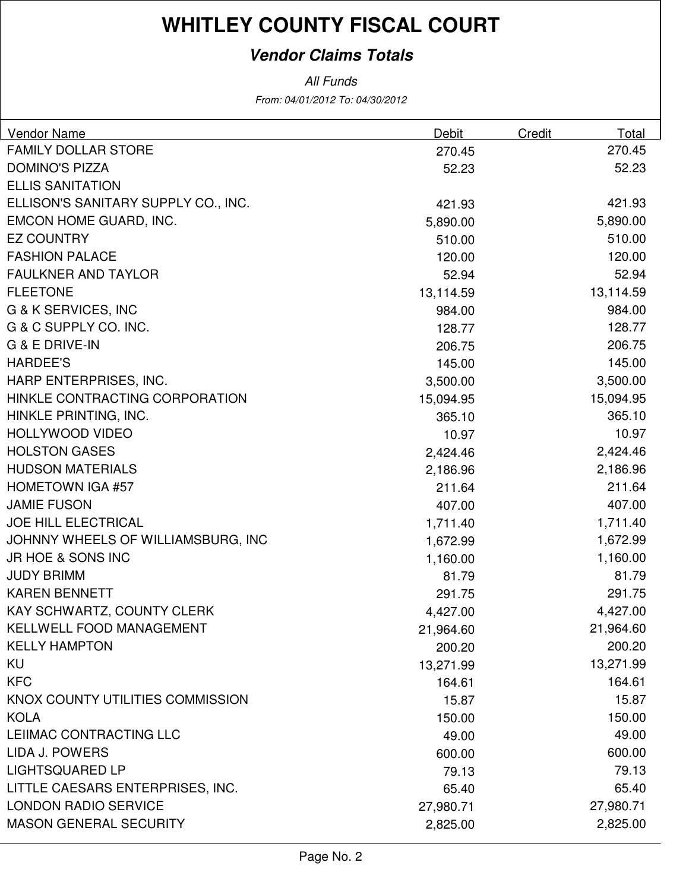# WHITLEY COUNTY FISCAL COURT

## *Vendor Claims Totals*

*All Funds*

*From: 04/01/2012 To: 04/30/2012*

| Vendor Name | Debit | Credit | Total |
|---|---|---|---|
| FAMILY DOLLAR STORE | 270.45 | | 270.45 |
| DOMINO'S PIZZA | 52.23 | | 52.23 |
| ELLIS SANITATION | | | |
| ELLISON'S SANITARY SUPPLY CO., INC. | 421.93 | | 421.93 |
| EMCON HOME GUARD, INC. | 5,890.00 | | 5,890.00 |
| EZ COUNTRY | 510.00 | | 510.00 |
| FASHION PALACE | 120.00 | | 120.00 |
| FAULKNER AND TAYLOR | 52.94 | | 52.94 |
| FLEETONE | 13,114.59 | | 13,114.59 |
| G & K SERVICES, INC | 984.00 | | 984.00 |
| G & C SUPPLY CO. INC. | 128.77 | | 128.77 |
| G & E DRIVE-IN | 206.75 | | 206.75 |
| HARDEE'S | 145.00 | | 145.00 |
| HARP ENTERPRISES, INC. | 3,500.00 | | 3,500.00 |
| HINKLE CONTRACTING CORPORATION | 15,094.95 | | 15,094.95 |
| HINKLE PRINTING, INC. | 365.10 | | 365.10 |
| HOLLYWOOD VIDEO | 10.97 | | 10.97 |
| HOLSTON GASES | 2,424.46 | | 2,424.46 |
| HUDSON MATERIALS | 2,186.96 | | 2,186.96 |
| HOMETOWN IGA #57 | 211.64 | | 211.64 |
| JAMIE FUSON | 407.00 | | 407.00 |
| JOE HILL ELECTRICAL | 1,711.40 | | 1,711.40 |
| JOHNNY WHEELS OF WILLIAMSBURG, INC | 1,672.99 | | 1,672.99 |
| JR HOE & SONS INC | 1,160.00 | | 1,160.00 |
| JUDY BRIMM | 81.79 | | 81.79 |
| KAREN BENNETT | 291.75 | | 291.75 |
| KAY SCHWARTZ, COUNTY CLERK | 4,427.00 | | 4,427.00 |
| KELLWELL FOOD MANAGEMENT | 21,964.60 | | 21,964.60 |
| KELLY HAMPTON | 200.20 | | 200.20 |
| KU | 13,271.99 | | 13,271.99 |
| KFC | 164.61 | | 164.61 |
| KNOX COUNTY UTILITIES COMMISSION | 15.87 | | 15.87 |
| KOLA | 150.00 | | 150.00 |
| LEIIMAC CONTRACTING LLC | 49.00 | | 49.00 |
| LIDA J. POWERS | 600.00 | | 600.00 |
| LIGHTSQUARED LP | 79.13 | | 79.13 |
| LITTLE CAESARS ENTERPRISES, INC. | 65.40 | | 65.40 |
| LONDON RADIO SERVICE | 27,980.71 | | 27,980.71 |
| MASON GENERAL SECURITY | 2,825.00 | | 2,825.00 |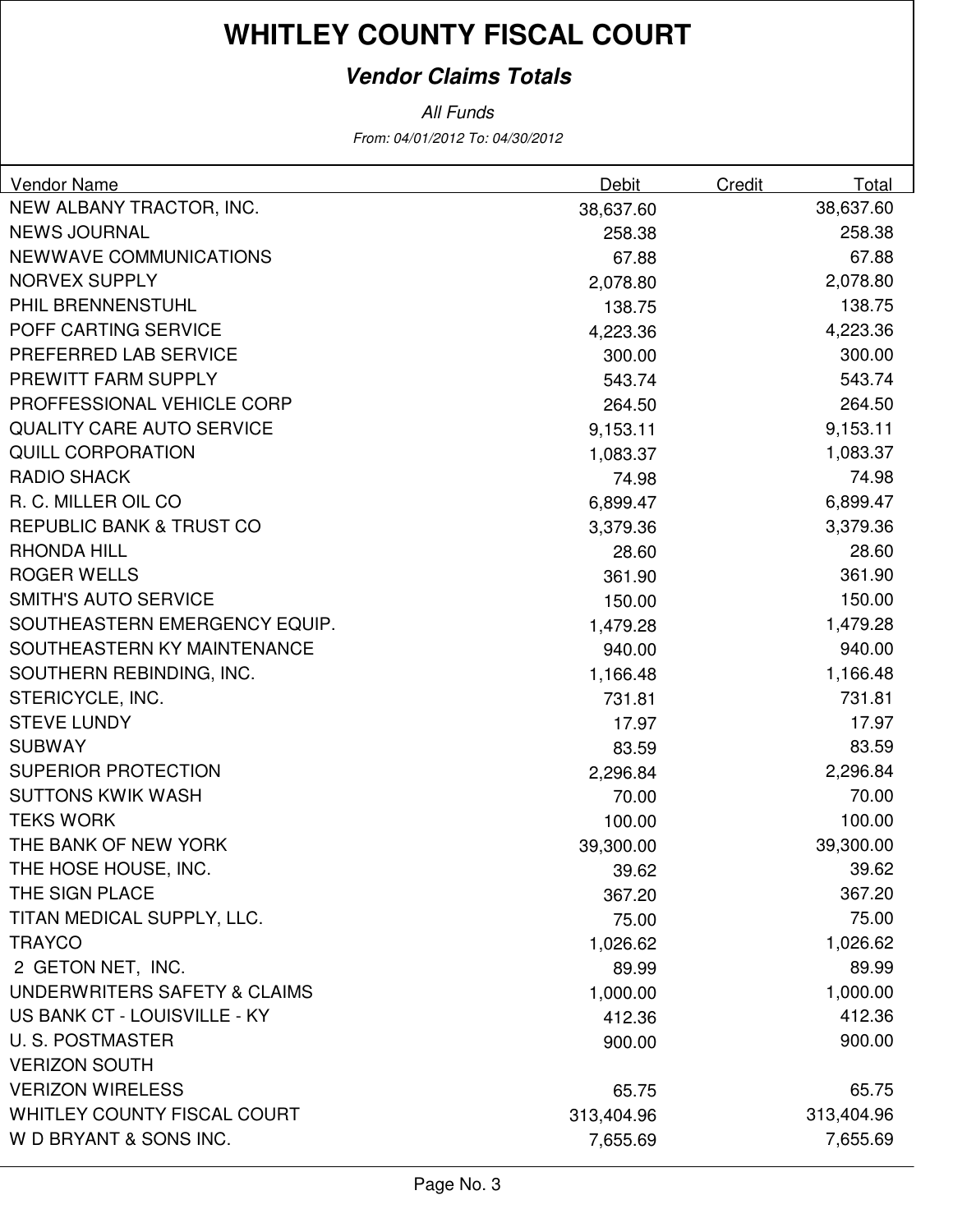# WHITLEY COUNTY FISCAL COURT

## *Vendor Claims Totals*

*All Funds*

*From: 04/01/2012 To: 04/30/2012*

| Vendor Name | Debit | Credit | Total |
|---|---|---|---|
| NEW ALBANY TRACTOR, INC. | 38,637.60 | | 38,637.60 |
| NEWS JOURNAL | 258.38 | | 258.38 |
| NEWWAVE COMMUNICATIONS | 67.88 | | 67.88 |
| NORVEX SUPPLY | 2,078.80 | | 2,078.80 |
| PHIL BRENNENSTUHL | 138.75 | | 138.75 |
| POFF CARTING SERVICE | 4,223.36 | | 4,223.36 |
| PREFERRED LAB SERVICE | 300.00 | | 300.00 |
| PREWITT FARM SUPPLY | 543.74 | | 543.74 |
| PROFFESSIONAL VEHICLE CORP | 264.50 | | 264.50 |
| QUALITY CARE AUTO SERVICE | 9,153.11 | | 9,153.11 |
| QUILL CORPORATION | 1,083.37 | | 1,083.37 |
| RADIO SHACK | 74.98 | | 74.98 |
| R. C. MILLER OIL CO | 6,899.47 | | 6,899.47 |
| REPUBLIC BANK & TRUST CO | 3,379.36 | | 3,379.36 |
| RHONDA HILL | 28.60 | | 28.60 |
| ROGER WELLS | 361.90 | | 361.90 |
| SMITH'S AUTO SERVICE | 150.00 | | 150.00 |
| SOUTHEASTERN EMERGENCY EQUIP. | 1,479.28 | | 1,479.28 |
| SOUTHEASTERN KY MAINTENANCE | 940.00 | | 940.00 |
| SOUTHERN REBINDING, INC. | 1,166.48 | | 1,166.48 |
| STERICYCLE, INC. | 731.81 | | 731.81 |
| STEVE LUNDY | 17.97 | | 17.97 |
| SUBWAY | 83.59 | | 83.59 |
| SUPERIOR PROTECTION | 2,296.84 | | 2,296.84 |
| SUTTONS KWIK WASH | 70.00 | | 70.00 |
| TEKS WORK | 100.00 | | 100.00 |
| THE BANK OF NEW YORK | 39,300.00 | | 39,300.00 |
| THE HOSE HOUSE, INC. | 39.62 | | 39.62 |
| THE SIGN PLACE | 367.20 | | 367.20 |
| TITAN MEDICAL SUPPLY, LLC. | 75.00 | | 75.00 |
| TRAYCO | 1,026.62 | | 1,026.62 |
| 2 GETON NET, INC. | 89.99 | | 89.99 |
| UNDERWRITERS SAFETY & CLAIMS | 1,000.00 | | 1,000.00 |
| US BANK CT - LOUISVILLE - KY | 412.36 | | 412.36 |
| U. S. POSTMASTER | 900.00 | | 900.00 |
| VERIZON SOUTH | | | |
| VERIZON WIRELESS | 65.75 | | 65.75 |
| WHITLEY COUNTY FISCAL COURT | 313,404.96 | | 313,404.96 |
| W D BRYANT & SONS INC. | 7,655.69 | | 7,655.69 |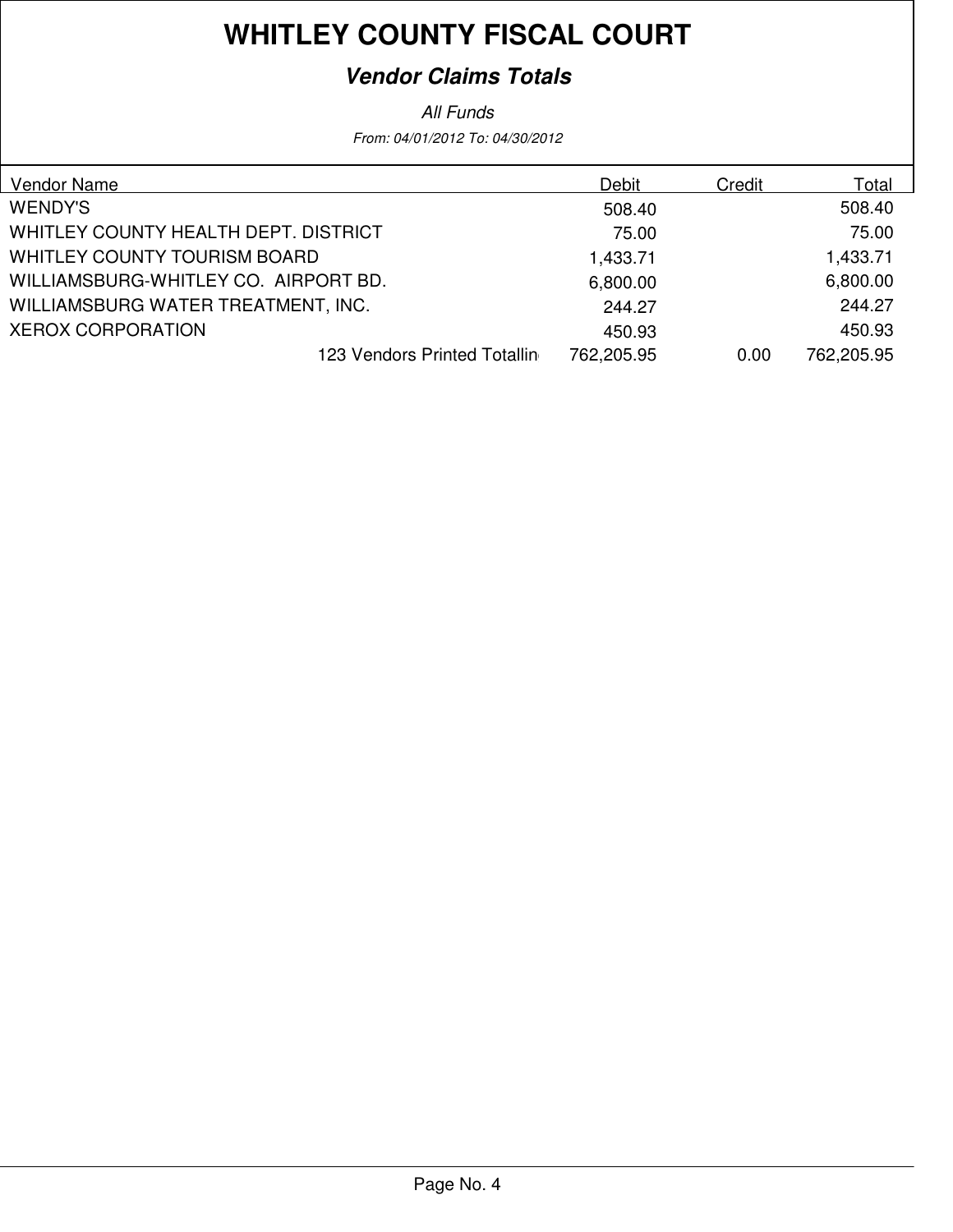# WHITLEY COUNTY FISCAL COURT

## *Vendor Claims Totals*

*All Funds*

*From: 04/01/2012 To: 04/30/2012*

| Vendor Name | Debit | Credit | Total |
|---|---|---|---|
| WENDY'S | 508.40 | | 508.40 |
| WHITLEY COUNTY HEALTH DEPT. DISTRICT | 75.00 | | 75.00 |
| WHITLEY COUNTY TOURISM BOARD | 1,433.71 | | 1,433.71 |
| WILLIAMSBURG-WHITLEY CO. AIRPORT BD. | 6,800.00 | | 6,800.00 |
| WILLIAMSBURG WATER TREATMENT, INC. | 244.27 | | 244.27 |
| XEROX CORPORATION | 450.93 | | 450.93 |
| 123 Vendors Printed Totallin | 762,205.95 | 0.00 | 762,205.95 |